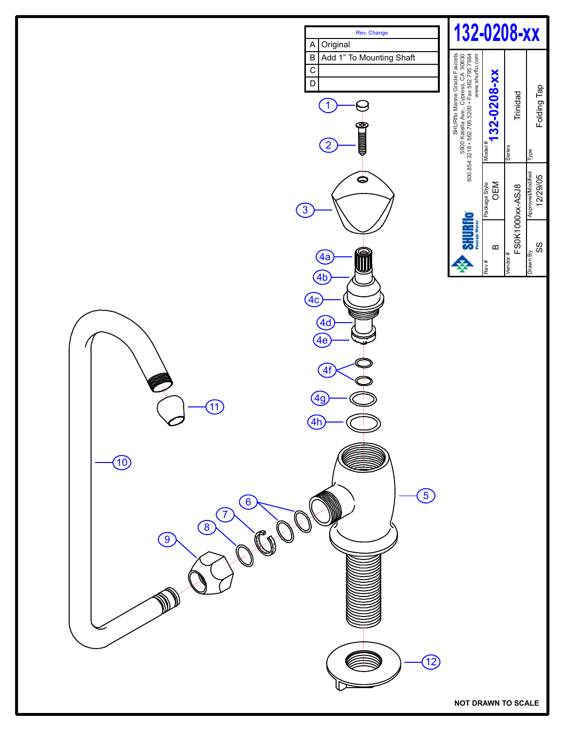# 132-0208-xx

| Rev. | Change |
| --- | --- |
| A | Original |
| B | Add 1" To Mounting Shaft |
| C | |
| D | |

SHURflo Marine Grade Faucets
5900 Katella Ave., Cypress, CA 90630
800.854.3218 • 562.795.5200 • Fax 562.795.7564
www.shurflo.com

SHURflo Pentair Water

| Rev # | Package Style | Model # |
| --- | --- | --- |
| B | OEM | 132-0208-xx |

| Vendor # | Series |
| --- | --- |
| FS0K1000xx-ASJ8 | Trinidad |

| Drawn By | Approved/Modified | Type |
| --- | --- | --- |
| SS | 12/29/05 | Folding Tap |

1, 2, 3, 4a, 4b, 4c, 4d, 4e, 4f, 4g, 4h, 5, 6, 7, 8, 9, 10, 11, 12

NOT DRAWN TO SCALE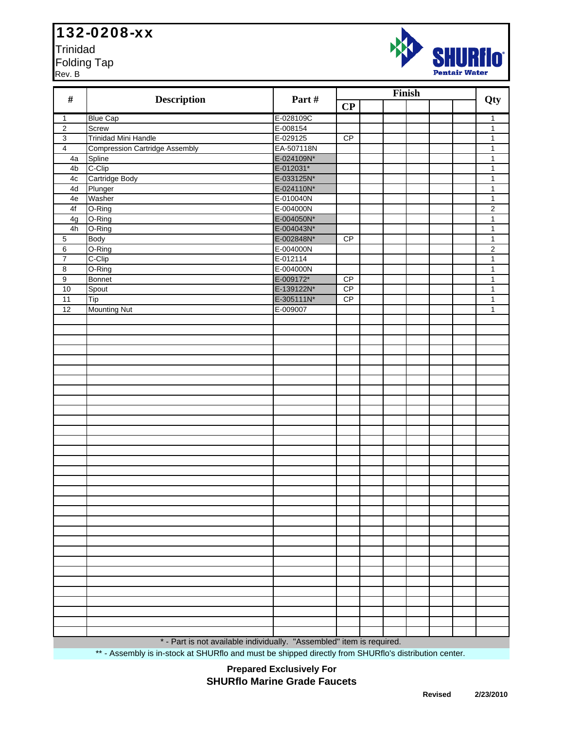# 132-0208-xx

Trinidad
Folding Tap
Rev. B

SHURflo Pentair Water

| # | Description | Part # | Finish | | | | | | Qty |
|---|---|---|---|---|---|---|---|---|---|
| | | | CP | | | | | | |
| 1 | Blue Cap | E-028109C | | | | | | | 1 |
| 2 | Screw | E-008154 | | | | | | | 1 |
| 3 | Trinidad Mini Handle | E-029125 | CP | | | | | | 1 |
| 4 | Compression Cartridge Assembly | EA-507118N | | | | | | | 1 |
| 4a | Spline | E-024109N* | | | | | | | 1 |
| 4b | C-Clip | E-012031* | | | | | | | 1 |
| 4c | Cartridge Body | E-033125N* | | | | | | | 1 |
| 4d | Plunger | E-024110N* | | | | | | | 1 |
| 4e | Washer | E-010040N | | | | | | | 1 |
| 4f | O-Ring | E-004000N | | | | | | | 2 |
| 4g | O-Ring | E-004050N* | | | | | | | 1 |
| 4h | O-Ring | E-004043N* | | | | | | | 1 |
| 5 | Body | E-002848N* | CP | | | | | | 1 |
| 6 | O-Ring | E-004000N | | | | | | | 2 |
| 7 | C-Clip | E-012114 | | | | | | | 1 |
| 8 | O-Ring | E-004000N | | | | | | | 1 |
| 9 | Bonnet | E-009172* | CP | | | | | | 1 |
| 10 | Spout | E-139122N* | CP | | | | | | 1 |
| 11 | Tip | E-305111N* | CP | | | | | | 1 |
| 12 | Mounting Nut | E-009007 | | | | | | | 1 |

* - Part is not available individually. "Assembled" item is required.

** - Assembly is in-stock at SHURflo and must be shipped directly from SHURflo's distribution center.

**Prepared Exclusively For**
**SHURflo Marine Grade Faucets**

**Revised** **2/23/2010**